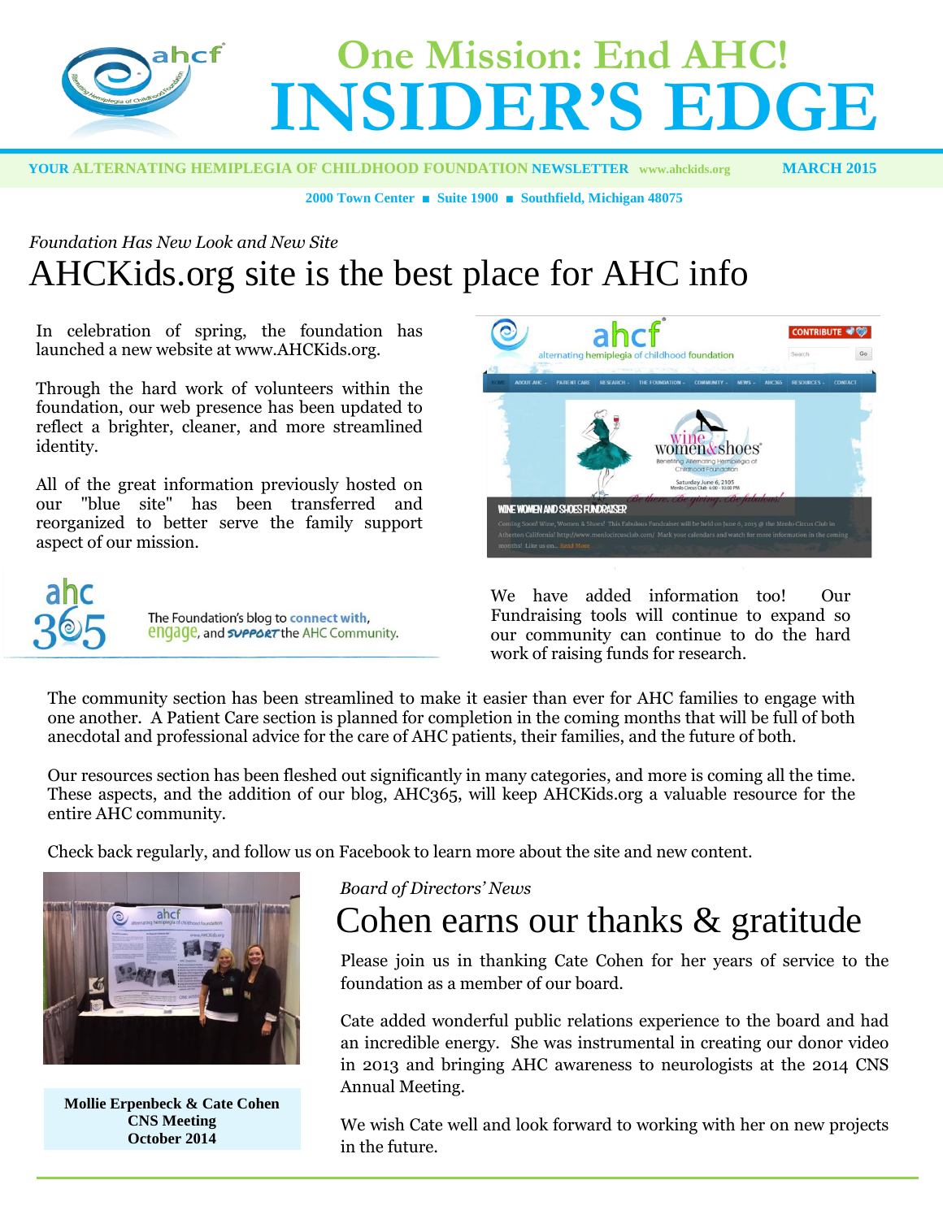# One Mission: End AHC!
# INSIDER'S EDGE

**YOUR ALTERNATING HEMIPLEGIA OF CHILDHOOD FOUNDATION NEWSLETTER** www.ahckids.org **MARCH 2015**

**2000 Town Center ■ Suite 1900 ■ Southfield, Michigan 48075**

*Foundation Has New Look and New Site*

## AHCKids.org site is the best place for AHC info

In celebration of spring, the foundation has launched a new website at www.AHCKids.org.

Through the hard work of volunteers within the foundation, our web presence has been updated to reflect a brighter, cleaner, and more streamlined identity.

All of the great information previously hosted on our "blue site" has been transferred and reorganized to better serve the family support aspect of our mission.

ahc 365 — The Foundation's blog to connect with, engage, and support the AHC Community.

We have added information too! Our Fundraising tools will continue to expand so our community can continue to do the hard work of raising funds for research.

The community section has been streamlined to make it easier than ever for AHC families to engage with one another. A Patient Care section is planned for completion in the coming months that will be full of both anecdotal and professional advice for the care of AHC patients, their families, and the future of both.

Our resources section has been fleshed out significantly in many categories, and more is coming all the time. These aspects, and the addition of our blog, AHC365, will keep AHCKids.org a valuable resource for the entire AHC community.

Check back regularly, and follow us on Facebook to learn more about the site and new content.

**Mollie Erpenbeck & Cate Cohen**
**CNS Meeting**
**October 2014**

*Board of Directors' News*

## Cohen earns our thanks & gratitude

Please join us in thanking Cate Cohen for her years of service to the foundation as a member of our board.

Cate added wonderful public relations experience to the board and had an incredible energy. She was instrumental in creating our donor video in 2013 and bringing AHC awareness to neurologists at the 2014 CNS Annual Meeting.

We wish Cate well and look forward to working with her on new projects in the future.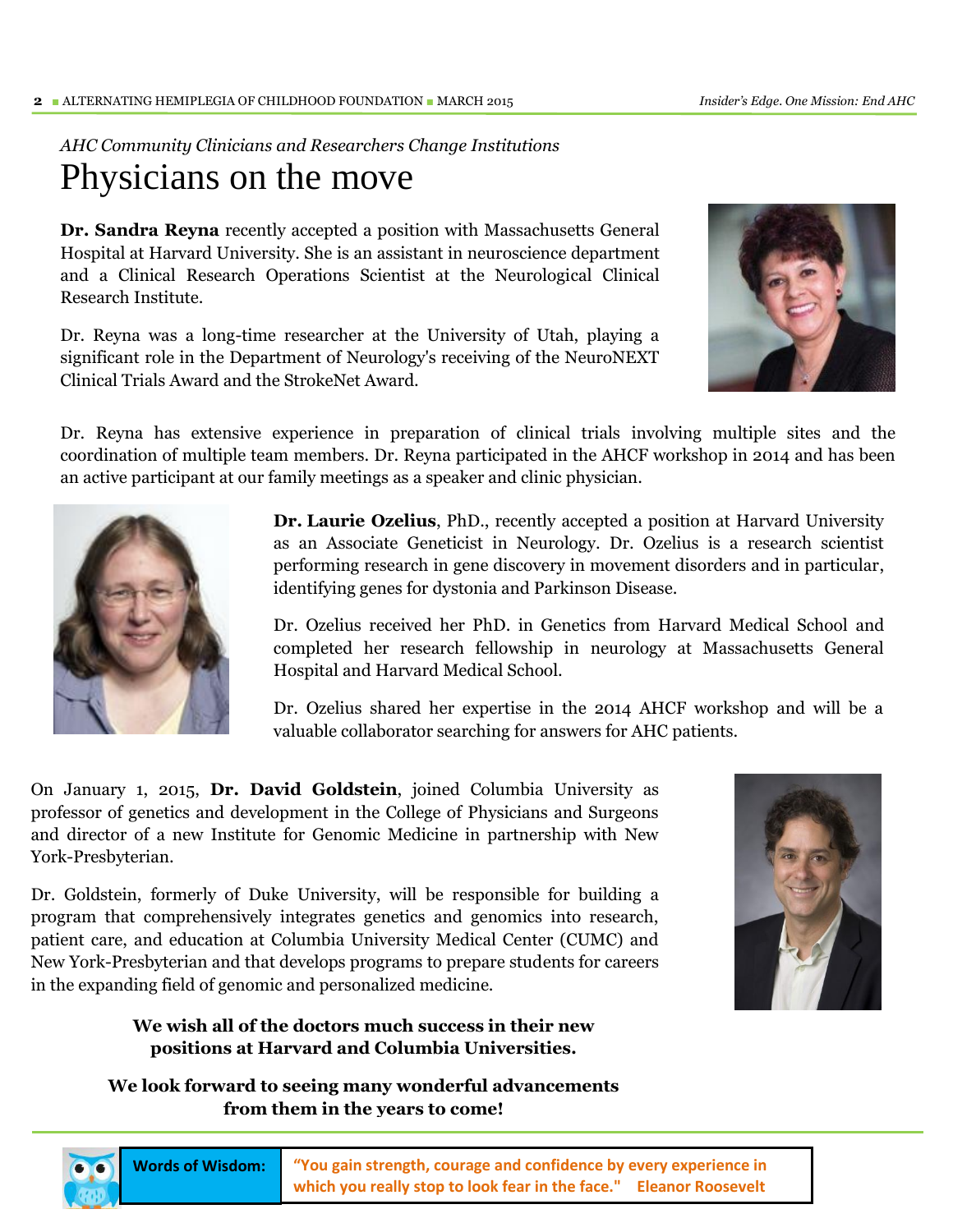*AHC Community Clinicians and Researchers Change Institutions*

# Physicians on the move

**Dr. Sandra Reyna** recently accepted a position with Massachusetts General Hospital at Harvard University. She is an assistant in neuroscience department and a Clinical Research Operations Scientist at the Neurological Clinical Research Institute.

Dr. Reyna was a long-time researcher at the University of Utah, playing a significant role in the Department of Neurology's receiving of the NeuroNEXT Clinical Trials Award and the StrokeNet Award.

Dr. Reyna has extensive experience in preparation of clinical trials involving multiple sites and the coordination of multiple team members. Dr. Reyna participated in the AHCF workshop in 2014 and has been an active participant at our family meetings as a speaker and clinic physician.

**Dr. Laurie Ozelius**, PhD., recently accepted a position at Harvard University as an Associate Geneticist in Neurology. Dr. Ozelius is a research scientist performing research in gene discovery in movement disorders and in particular, identifying genes for dystonia and Parkinson Disease.

Dr. Ozelius received her PhD. in Genetics from Harvard Medical School and completed her research fellowship in neurology at Massachusetts General Hospital and Harvard Medical School.

Dr. Ozelius shared her expertise in the 2014 AHCF workshop and will be a valuable collaborator searching for answers for AHC patients.

On January 1, 2015, **Dr. David Goldstein**, joined Columbia University as professor of genetics and development in the College of Physicians and Surgeons and director of a new Institute for Genomic Medicine in partnership with New York-Presbyterian.

Dr. Goldstein, formerly of Duke University, will be responsible for building a program that comprehensively integrates genetics and genomics into research, patient care, and education at Columbia University Medical Center (CUMC) and New York-Presbyterian and that develops programs to prepare students for careers in the expanding field of genomic and personalized medicine.

**We wish all of the doctors much success in their new positions at Harvard and Columbia Universities.**

**We look forward to seeing many wonderful advancements from them in the years to come!**

**Words of Wisdom:** **"You gain strength, courage and confidence by every experience in which you really stop to look fear in the face." Eleanor Roosevelt**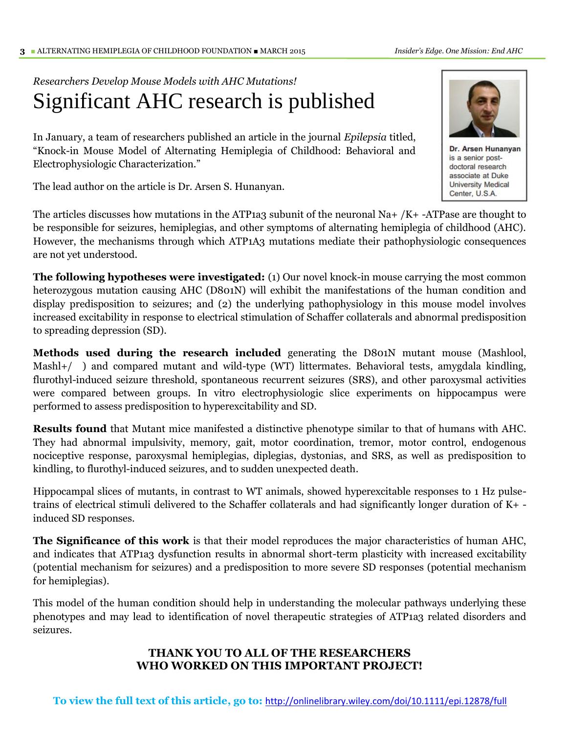*Researchers Develop Mouse Models with AHC Mutations!*

# Significant AHC research is published

In January, a team of researchers published an article in the journal *Epilepsia* titled, "Knock-in Mouse Model of Alternating Hemiplegia of Childhood: Behavioral and Electrophysiologic Characterization."

The lead author on the article is Dr. Arsen S. Hunanyan.

**Dr. Arsen Hunanyan** is a senior post-doctoral research associate at Duke University Medical Center, U.S.A.

The articles discusses how mutations in the ATP1a3 subunit of the neuronal Na+ /K+ -ATPase are thought to be responsible for seizures, hemiplegias, and other symptoms of alternating hemiplegia of childhood (AHC). However, the mechanisms through which ATP1A3 mutations mediate their pathophysiologic consequences are not yet understood.

**The following hypotheses were investigated:** (1) Our novel knock-in mouse carrying the most common heterozygous mutation causing AHC (D801N) will exhibit the manifestations of the human condition and display predisposition to seizures; and (2) the underlying pathophysiology in this mouse model involves increased excitability in response to electrical stimulation of Schaffer collaterals and abnormal predisposition to spreading depression (SD).

**Methods used during the research included** generating the D801N mutant mouse (Mashlool, Mashl+/ ) and compared mutant and wild-type (WT) littermates. Behavioral tests, amygdala kindling, flurothyl-induced seizure threshold, spontaneous recurrent seizures (SRS), and other paroxysmal activities were compared between groups. In vitro electrophysiologic slice experiments on hippocampus were performed to assess predisposition to hyperexcitability and SD.

**Results found** that Mutant mice manifested a distinctive phenotype similar to that of humans with AHC. They had abnormal impulsivity, memory, gait, motor coordination, tremor, motor control, endogenous nociceptive response, paroxysmal hemiplegias, diplegias, dystonias, and SRS, as well as predisposition to kindling, to flurothyl-induced seizures, and to sudden unexpected death.

Hippocampal slices of mutants, in contrast to WT animals, showed hyperexcitable responses to 1 Hz pulse-trains of electrical stimuli delivered to the Schaffer collaterals and had significantly longer duration of K+ -induced SD responses.

**The Significance of this work** is that their model reproduces the major characteristics of human AHC, and indicates that ATP1a3 dysfunction results in abnormal short-term plasticity with increased excitability (potential mechanism for seizures) and a predisposition to more severe SD responses (potential mechanism for hemiplegias).

This model of the human condition should help in understanding the molecular pathways underlying these phenotypes and may lead to identification of novel therapeutic strategies of ATP1a3 related disorders and seizures.

**THANK YOU TO ALL OF THE RESEARCHERS WHO WORKED ON THIS IMPORTANT PROJECT!**

**To view the full text of this article, go to:** http://onlinelibrary.wiley.com/doi/10.1111/epi.12878/full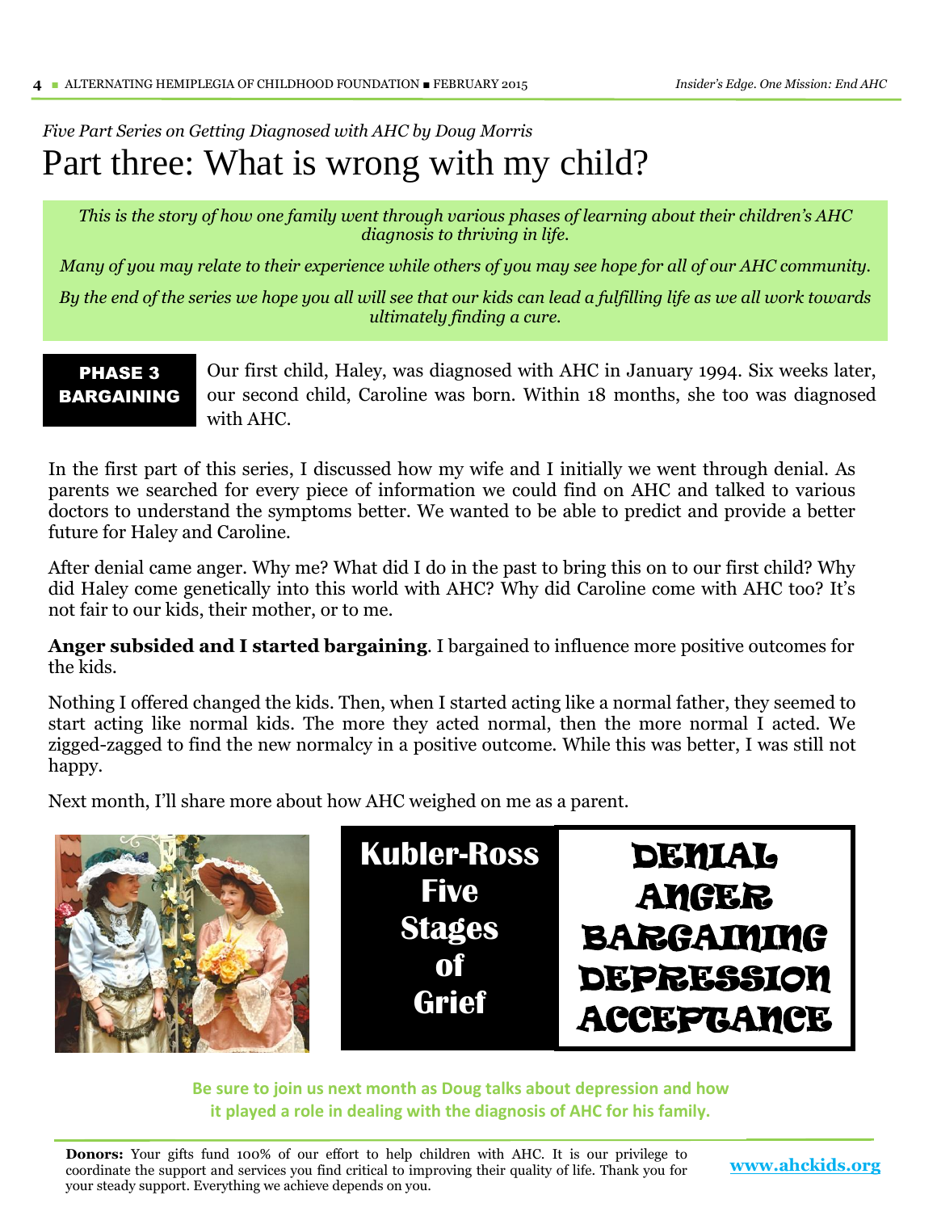*Five Part Series on Getting Diagnosed with AHC by Doug Morris*

# Part three: What is wrong with my child?

*This is the story of how one family went through various phases of learning about their children's AHC diagnosis to thriving in life.*

*Many of you may relate to their experience while others of you may see hope for all of our AHC community.*

*By the end of the series we hope you all will see that our kids can lead a fulfilling life as we all work towards ultimately finding a cure.*

**PHASE 3 BARGAINING**

Our first child, Haley, was diagnosed with AHC in January 1994. Six weeks later, our second child, Caroline was born. Within 18 months, she too was diagnosed with AHC.

In the first part of this series, I discussed how my wife and I initially we went through denial. As parents we searched for every piece of information we could find on AHC and talked to various doctors to understand the symptoms better. We wanted to be able to predict and provide a better future for Haley and Caroline.

After denial came anger. Why me? What did I do in the past to bring this on to our first child? Why did Haley come genetically into this world with AHC? Why did Caroline come with AHC too? It's not fair to our kids, their mother, or to me.

**Anger subsided and I started bargaining**. I bargained to influence more positive outcomes for the kids.

Nothing I offered changed the kids. Then, when I started acting like a normal father, they seemed to start acting like normal kids. The more they acted normal, then the more normal I acted. We zigged-zagged to find the new normalcy in a positive outcome. While this was better, I was still not happy.

Next month, I'll share more about how AHC weighed on me as a parent.

**Kubler-Ross Five Stages of Grief**

DENIAL
ANGER
BARGAINING
DEPRESSION
ACCEPTANCE

**Be sure to join us next month as Doug talks about depression and how it played a role in dealing with the diagnosis of AHC for his family.**

**Donors:** Your gifts fund 100% of our effort to help children with AHC. It is our privilege to coordinate the support and services you find critical to improving their quality of life. Thank you for your steady support. Everything we achieve depends on you.

**www.ahckids.org**